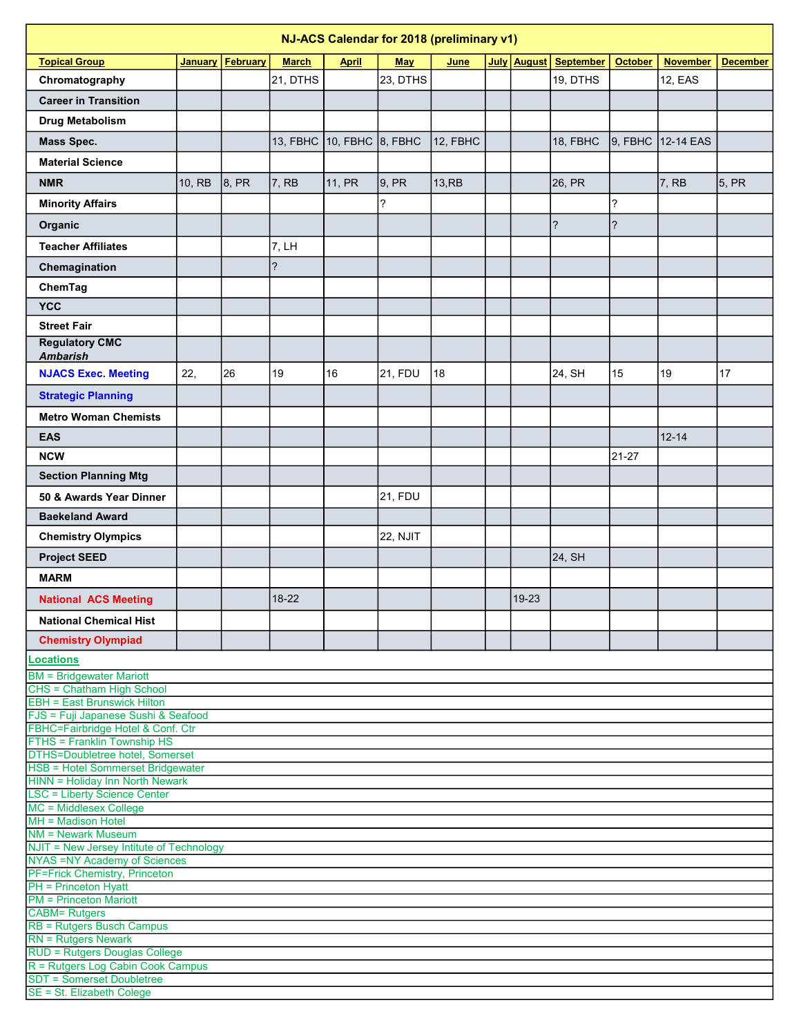# NJ-ACS Calendar for 2018 (preliminary v1)

| Topical Group | January | February | March | April | May | June | July | August | September | October | November | December |
|---|---|---|---|---|---|---|---|---|---|---|---|---|
| Chromatography | | | 21, DTHS | | 23, DTHS | | | | 19, DTHS | | 12, EAS | |
| Career in Transition | | | | | | | | | | | | |
| Drug Metabolism | | | | | | | | | | | | |
| Mass Spec. | | | 13, FBHC | 10, FBHC | 8, FBHC | 12, FBHC | | | 18, FBHC | 9, FBHC | 12-14 EAS | |
| Material Science | | | | | | | | | | | | |
| NMR | 10, RB | 8, PR | 7, RB | 11, PR | 9, PR | 13,RB | | | 26, PR | | 7, RB | 5, PR |
| Minority Affairs | | | | | ? | | | | | ? | | |
| Organic | | | | | | | | | ? | ? | | |
| Teacher Affiliates | | | 7, LH | | | | | | | | | |
| Chemagination | | | ? | | | | | | | | | |
| ChemTag | | | | | | | | | | | | |
| YCC | | | | | | | | | | | | |
| Street Fair | | | | | | | | | | | | |
| Regulatory CMC *Ambarish* | | | | | | | | | | | | |
| NJACS Exec. Meeting | 22, | 26 | 19 | 16 | 21, FDU | 18 | | | 24, SH | 15 | 19 | 17 |
| Strategic Planning | | | | | | | | | | | | |
| Metro Woman Chemists | | | | | | | | | | | | |
| EAS | | | | | | | | | | | 12-14 | |
| NCW | | | | | | | | | | 21-27 | | |
| Section Planning Mtg | | | | | | | | | | | | |
| 50 & Awards Year Dinner | | | | | 21, FDU | | | | | | | |
| Baekeland Award | | | | | | | | | | | | |
| Chemistry Olympics | | | | | 22, NJIT | | | | | | | |
| Project SEED | | | | | | | | | 24, SH | | | |
| MARM | | | | | | | | | | | | |
| National ACS Meeting | | | 18-22 | | | | | 19-23 | | | | |
| National Chemical Hist | | | | | | | | | | | | |
| Chemistry Olympiad | | | | | | | | | | | | |

**Locations**

BM = Bridgewater Mariott
CHS = Chatham High School
EBH = East Brunswick Hilton
FJS = Fuji Japanese Sushi & Seafood
FBHC=Fairbridge Hotel & Conf. Ctr
FTHS = Franklin Township HS
DTHS=Doubletree hotel, Somerset
HSB = Hotel Sommerset Bridgewater
HINN = Holiday Inn North Newark
LSC = Liberty Science Center
MC = Middlesex College
MH = Madison Hotel
NM = Newark Museum
NJIT = New Jersey Intitute of Technology
NYAS =NY Academy of Sciences
PF=Frick Chemistry, Princeton
PH = Princeton Hyatt
PM = Princeton Mariott
CABM= Rutgers
RB = Rutgers Busch Campus
RN = Rutgers Newark
RUD = Rutgers Douglas College
R = Rutgers Log Cabin Cook Campus
SDT = Somerset Doubletree
SE = St. Elizabeth Colege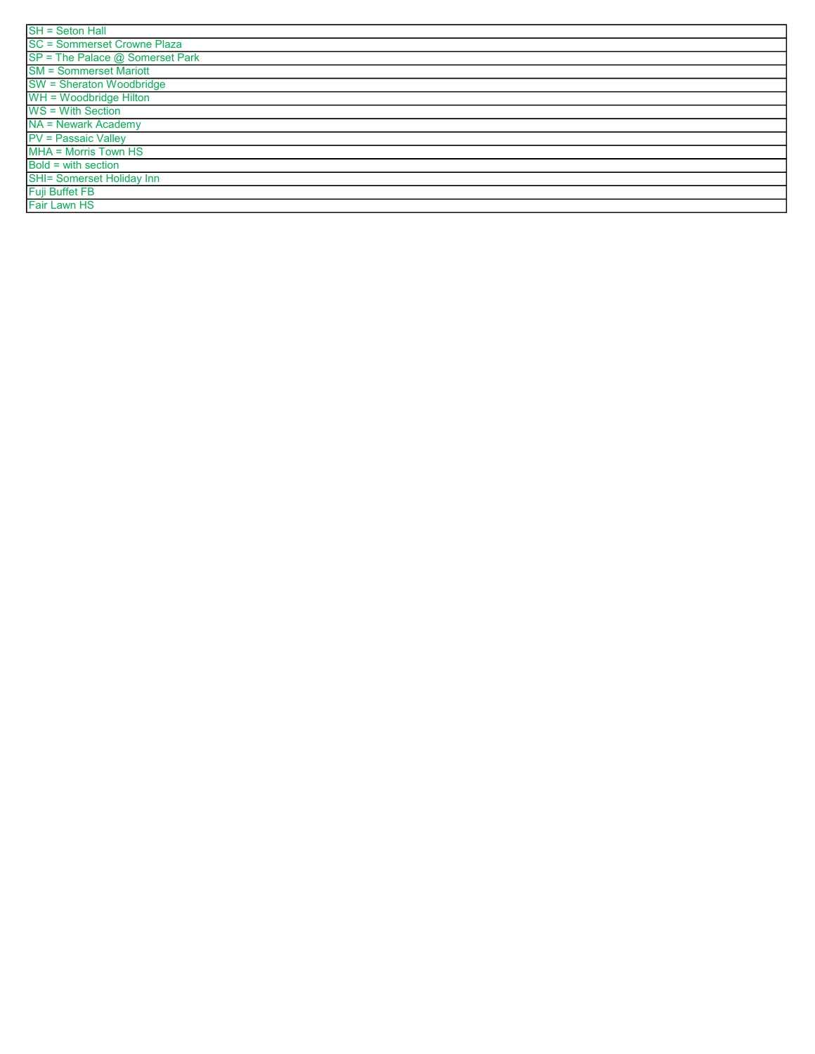| |
|---|
| SH = Seton Hall |
| SC = Sommerset Crowne Plaza |
| SP = The Palace @ Somerset Park |
| SM = Sommerset Mariott |
| SW = Sheraton Woodbridge |
| WH = Woodbridge Hilton |
| WS = With Section |
| NA = Newark Academy |
| PV = Passaic Valley |
| MHA = Morris Town HS |
| Bold = with section |
| SHI= Somerset Holiday Inn |
| Fuji Buffet FB |
| Fair Lawn HS |